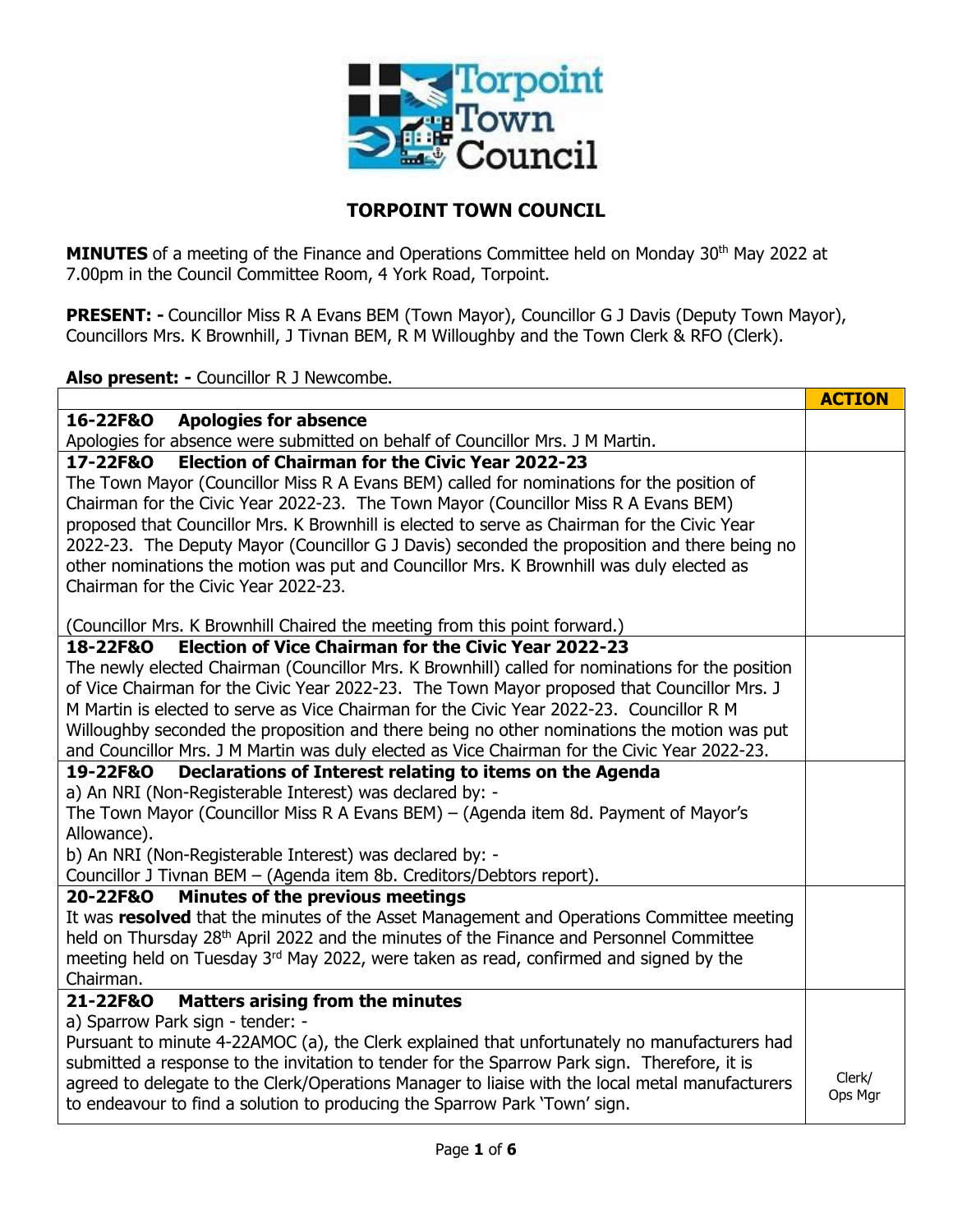# TORPOINT TOWN COUNCIL

**MINUTES** of a meeting of the Finance and Operations Committee held on Monday 30th May 2022 at 7.00pm in the Council Committee Room, 4 York Road, Torpoint.

**PRESENT: -** Councillor Miss R A Evans BEM (Town Mayor), Councillor G J Davis (Deputy Town Mayor), Councillors Mrs. K Brownhill, J Tivnan BEM, R M Willoughby and the Town Clerk & RFO (Clerk).

**Also present: -** Councillor R J Newcombe.

| | **ACTION** |
|---|---|
| **16-22F&O Apologies for absence**<br>Apologies for absence were submitted on behalf of Councillor Mrs. J M Martin. | |
| **17-22F&O Election of Chairman for the Civic Year 2022-23**<br>The Town Mayor (Councillor Miss R A Evans BEM) called for nominations for the position of Chairman for the Civic Year 2022-23. The Town Mayor (Councillor Miss R A Evans BEM) proposed that Councillor Mrs. K Brownhill is elected to serve as Chairman for the Civic Year 2022-23. The Deputy Mayor (Councillor G J Davis) seconded the proposition and there being no other nominations the motion was put and Councillor Mrs. K Brownhill was duly elected as Chairman for the Civic Year 2022-23.<br><br>(Councillor Mrs. K Brownhill Chaired the meeting from this point forward.) | |
| **18-22F&O Election of Vice Chairman for the Civic Year 2022-23**<br>The newly elected Chairman (Councillor Mrs. K Brownhill) called for nominations for the position of Vice Chairman for the Civic Year 2022-23. The Town Mayor proposed that Councillor Mrs. J M Martin is elected to serve as Vice Chairman for the Civic Year 2022-23. Councillor R M Willoughby seconded the proposition and there being no other nominations the motion was put and Councillor Mrs. J M Martin was duly elected as Vice Chairman for the Civic Year 2022-23. | |
| **19-22F&O Declarations of Interest relating to items on the Agenda**<br>a) An NRI (Non-Registerable Interest) was declared by: -<br>The Town Mayor (Councillor Miss R A Evans BEM) – (Agenda item 8d. Payment of Mayor's Allowance).<br>b) An NRI (Non-Registerable Interest) was declared by: -<br>Councillor J Tivnan BEM – (Agenda item 8b. Creditors/Debtors report). | |
| **20-22F&O Minutes of the previous meetings**<br>It was **resolved** that the minutes of the Asset Management and Operations Committee meeting held on Thursday 28th April 2022 and the minutes of the Finance and Personnel Committee meeting held on Tuesday 3rd May 2022, were taken as read, confirmed and signed by the Chairman. | |
| **21-22F&O Matters arising from the minutes**<br>a) Sparrow Park sign - tender: -<br>Pursuant to minute 4-22AMOC (a), the Clerk explained that unfortunately no manufacturers had submitted a response to the invitation to tender for the Sparrow Park sign. Therefore, it is agreed to delegate to the Clerk/Operations Manager to liaise with the local metal manufacturers to endeavour to find a solution to producing the Sparrow Park 'Town' sign. | Clerk/ Ops Mgr |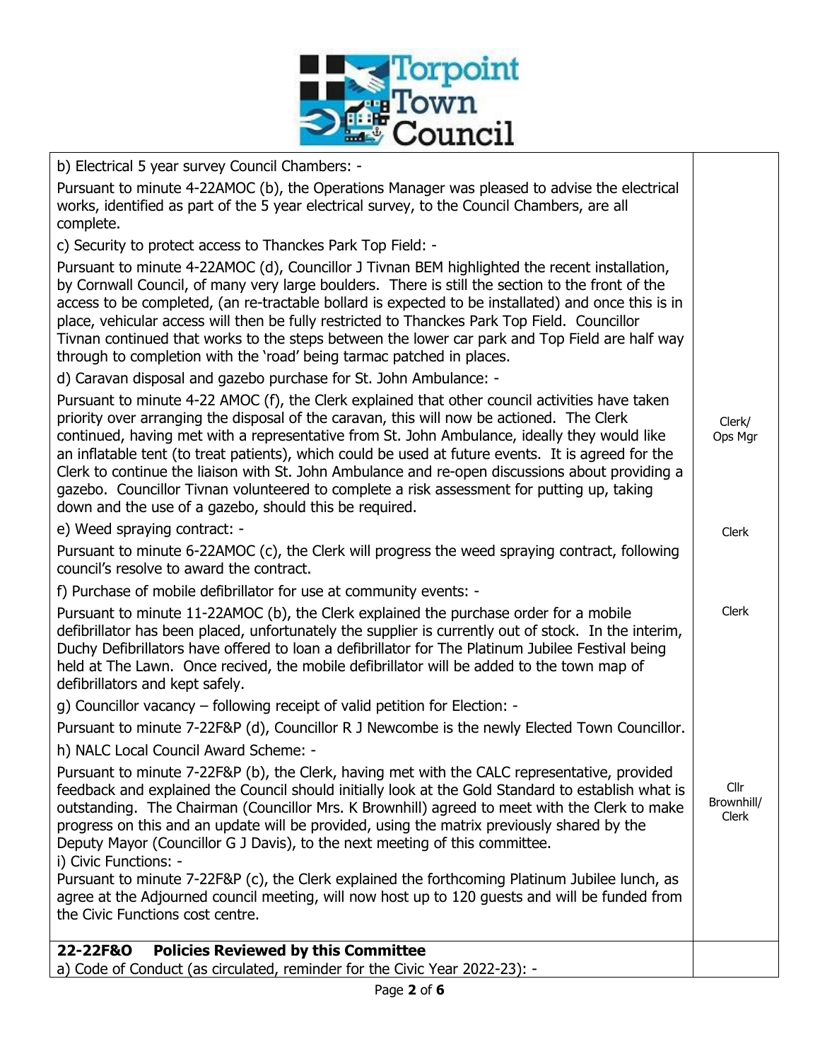| | |
|---|---|
| b) Electrical 5 year survey Council Chambers: -<br><br>Pursuant to minute 4-22AMOC (b), the Operations Manager was pleased to advise the electrical works, identified as part of the 5 year electrical survey, to the Council Chambers, are all complete.<br><br>c) Security to protect access to Thanckes Park Top Field: -<br><br>Pursuant to minute 4-22AMOC (d), Councillor J Tivnan BEM highlighted the recent installation, by Cornwall Council, of many very large boulders. There is still the section to the front of the access to be completed, (an re-tractable bollard is expected to be installated) and once this is in place, vehicular access will then be fully restricted to Thanckes Park Top Field. Councillor Tivnan continued that works to the steps between the lower car park and Top Field are half way through to completion with the 'road' being tarmac patched in places. | |
| d) Caravan disposal and gazebo purchase for St. John Ambulance: -<br><br>Pursuant to minute 4-22 AMOC (f), the Clerk explained that other council activities have taken priority over arranging the disposal of the caravan, this will now be actioned. The Clerk continued, having met with a representative from St. John Ambulance, ideally they would like an inflatable tent (to treat patients), which could be used at future events. It is agreed for the Clerk to continue the liaison with St. John Ambulance and re-open discussions about providing a gazebo. Councillor Tivnan volunteered to complete a risk assessment for putting up, taking down and the use of a gazebo, should this be required. | Clerk/ Ops Mgr |
| e) Weed spraying contract: -<br><br>Pursuant to minute 6-22AMOC (c), the Clerk will progress the weed spraying contract, following council's resolve to award the contract. | Clerk |
| f) Purchase of mobile defibrillator for use at community events: -<br><br>Pursuant to minute 11-22AMOC (b), the Clerk explained the purchase order for a mobile defibrillator has been placed, unfortunately the supplier is currently out of stock. In the interim, Duchy Defibrillators have offered to loan a defibrillator for The Platinum Jubilee Festival being held at The Lawn. Once recived, the mobile defibrillator will be added to the town map of defibrillators and kept safely. | Clerk |
| g) Councillor vacancy – following receipt of valid petition for Election: -<br><br>Pursuant to minute 7-22F&P (d), Councillor R J Newcombe is the newly Elected Town Councillor. | |
| h) NALC Local Council Award Scheme: -<br><br>Pursuant to minute 7-22F&P (b), the Clerk, having met with the CALC representative, provided feedback and explained the Council should initially look at the Gold Standard to establish what is outstanding. The Chairman (Councillor Mrs. K Brownhill) agreed to meet with the Clerk to make progress on this and an update will be provided, using the matrix previously shared by the Deputy Mayor (Councillor G J Davis), to the next meeting of this committee. | Cllr Brownhill/ Clerk |
| i) Civic Functions: -<br><br>Pursuant to minute 7-22F&P (c), the Clerk explained the forthcoming Platinum Jubilee lunch, as agree at the Adjourned council meeting, will now host up to 120 guests and will be funded from the Civic Functions cost centre. | |
| **22-22F&O Policies Reviewed by this Committee**<br>a) Code of Conduct (as circulated, reminder for the Civic Year 2022-23): - | |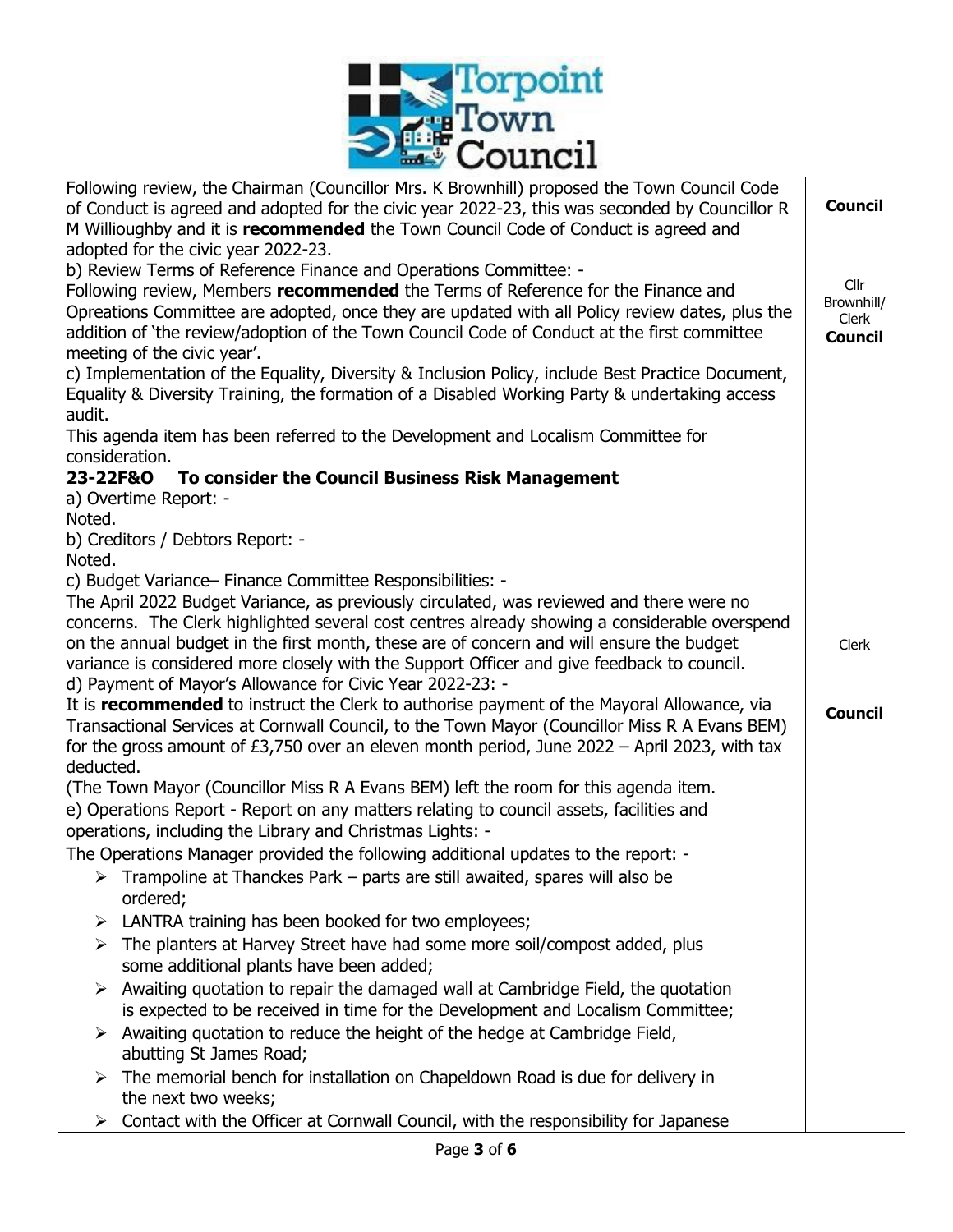| | |
|---|---|
| Following review, the Chairman (Councillor Mrs. K Brownhill) proposed the Town Council Code of Conduct is agreed and adopted for the civic year 2022-23, this was seconded by Councillor R M Willioughby and it is **recommended** the Town Council Code of Conduct is agreed and adopted for the civic year 2022-23.<br>b) Review Terms of Reference Finance and Operations Committee: -<br>Following review, Members **recommended** the Terms of Reference for the Finance and Opreations Committee are adopted, once they are updated with all Policy review dates, plus the addition of 'the review/adoption of the Town Council Code of Conduct at the first committee meeting of the civic year'.<br>c) Implementation of the Equality, Diversity & Inclusion Policy, include Best Practice Document, Equality & Diversity Training, the formation of a Disabled Working Party & undertaking access audit.<br>This agenda item has been referred to the Development and Localism Committee for consideration. | **Council**<br><br>Cllr Brownhill/ Clerk<br>**Council** |
| **23-22F&O To consider the Council Business Risk Management**<br>a) Overtime Report: -<br>Noted.<br>b) Creditors / Debtors Report: -<br>Noted.<br>c) Budget Variance– Finance Committee Responsibilities: -<br>The April 2022 Budget Variance, as previously circulated, was reviewed and there were no concerns. The Clerk highlighted several cost centres already showing a considerable overspend on the annual budget in the first month, these are of concern and will ensure the budget variance is considered more closely with the Support Officer and give feedback to council.<br>d) Payment of Mayor's Allowance for Civic Year 2022-23: -<br>It is **recommended** to instruct the Clerk to authorise payment of the Mayoral Allowance, via Transactional Services at Cornwall Council, to the Town Mayor (Councillor Miss R A Evans BEM) for the gross amount of £3,750 over an eleven month period, June 2022 – April 2023, with tax deducted.<br>(The Town Mayor (Councillor Miss R A Evans BEM) left the room for this agenda item.<br>e) Operations Report - Report on any matters relating to council assets, facilities and operations, including the Library and Christmas Lights: -<br>The Operations Manager provided the following additional updates to the report: -<br>➢ Trampoline at Thanckes Park – parts are still awaited, spares will also be ordered;<br>➢ LANTRA training has been booked for two employees;<br>➢ The planters at Harvey Street have had some more soil/compost added, plus some additional plants have been added;<br>➢ Awaiting quotation to repair the damaged wall at Cambridge Field, the quotation is expected to be received in time for the Development and Localism Committee;<br>➢ Awaiting quotation to reduce the height of the hedge at Cambridge Field, abutting St James Road;<br>➢ The memorial bench for installation on Chapeldown Road is due for delivery in the next two weeks;<br>➢ Contact with the Officer at Cornwall Council, with the responsibility for Japanese | Clerk<br><br>**Council** |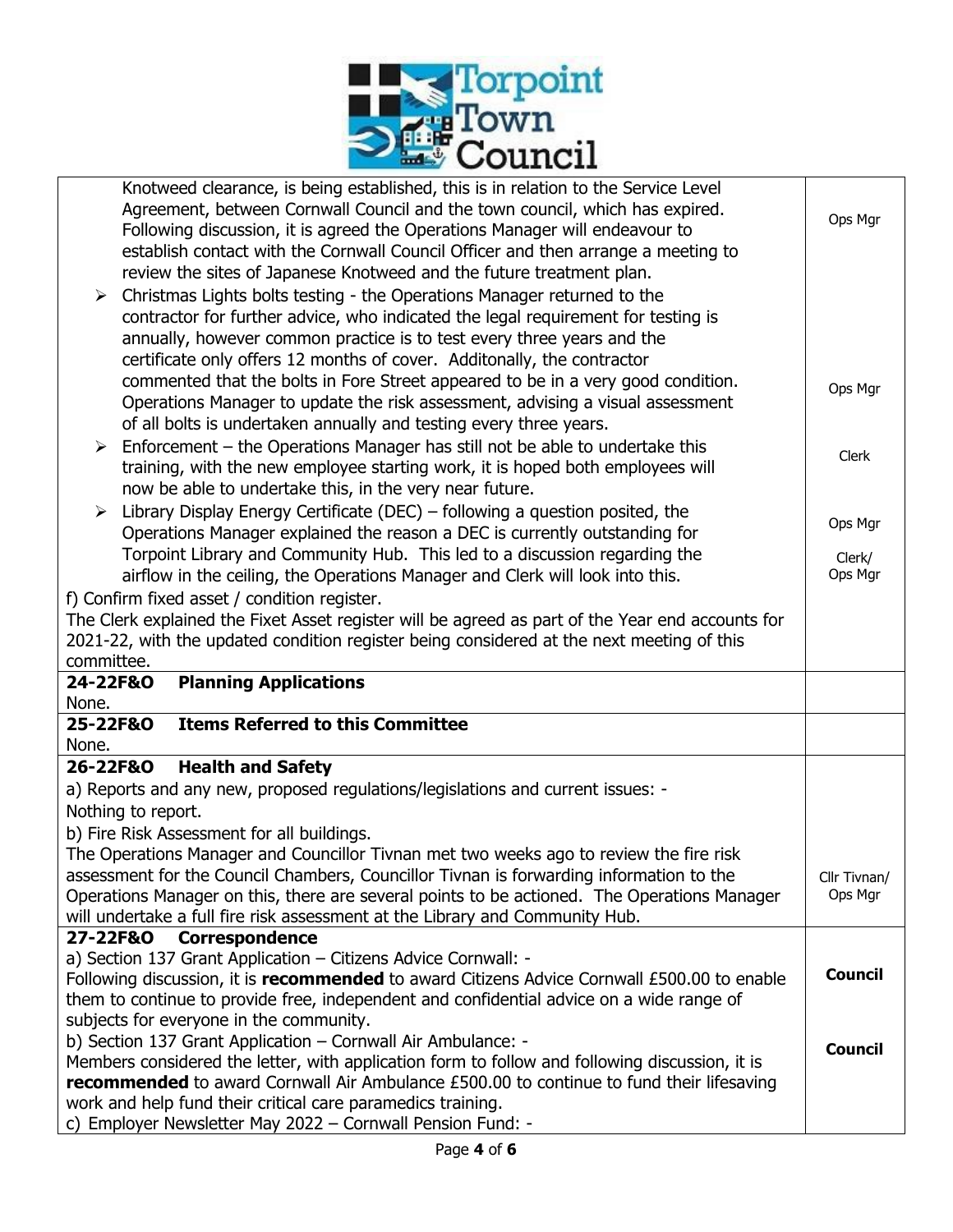| | |
|---|---|
| Knotweed clearance, is being established, this is in relation to the Service Level Agreement, between Cornwall Council and the town council, which has expired. Following discussion, it is agreed the Operations Manager will endeavour to establish contact with the Cornwall Council Officer and then arrange a meeting to review the sites of Japanese Knotweed and the future treatment plan. | Ops Mgr |
| ➢ Christmas Lights bolts testing - the Operations Manager returned to the contractor for further advice, who indicated the legal requirement for testing is annually, however common practice is to test every three years and the certificate only offers 12 months of cover. Additonally, the contractor commented that the bolts in Fore Street appeared to be in a very good condition. Operations Manager to update the risk assessment, advising a visual assessment of all bolts is undertaken annually and testing every three years. | Ops Mgr |
| ➢ Enforcement – the Operations Manager has still not be able to undertake this training, with the new employee starting work, it is hoped both employees will now be able to undertake this, in the very near future. | Clerk |
| ➢ Library Display Energy Certificate (DEC) – following a question posited, the Operations Manager explained the reason a DEC is currently outstanding for Torpoint Library and Community Hub. This led to a discussion regarding the airflow in the ceiling, the Operations Manager and Clerk will look into this. | Ops Mgr<br><br>Clerk/ Ops Mgr |
| f) Confirm fixed asset / condition register.<br>The Clerk explained the Fixet Asset register will be agreed as part of the Year end accounts for 2021-22, with the updated condition register being considered at the next meeting of this committee. | |
| **24-22F&O Planning Applications**<br>None. | |
| **25-22F&O Items Referred to this Committee**<br>None. | |
| **26-22F&O Health and Safety**<br>a) Reports and any new, proposed regulations/legislations and current issues: -<br>Nothing to report.<br>b) Fire Risk Assessment for all buildings.<br>The Operations Manager and Councillor Tivnan met two weeks ago to review the fire risk assessment for the Council Chambers, Councillor Tivnan is forwarding information to the Operations Manager on this, there are several points to be actioned. The Operations Manager will undertake a full fire risk assessment at the Library and Community Hub. | Cllr Tivnan/ Ops Mgr |
| **27-22F&O Correspondence**<br>a) Section 137 Grant Application – Citizens Advice Cornwall: -<br>Following discussion, it is **recommended** to award Citizens Advice Cornwall £500.00 to enable them to continue to provide free, independent and confidential advice on a wide range of subjects for everyone in the community. | **Council** |
| b) Section 137 Grant Application – Cornwall Air Ambulance: -<br>Members considered the letter, with application form to follow and following discussion, it is **recommended** to award Cornwall Air Ambulance £500.00 to continue to fund their lifesaving work and help fund their critical care paramedics training.<br>c) Employer Newsletter May 2022 – Cornwall Pension Fund: - | **Council** |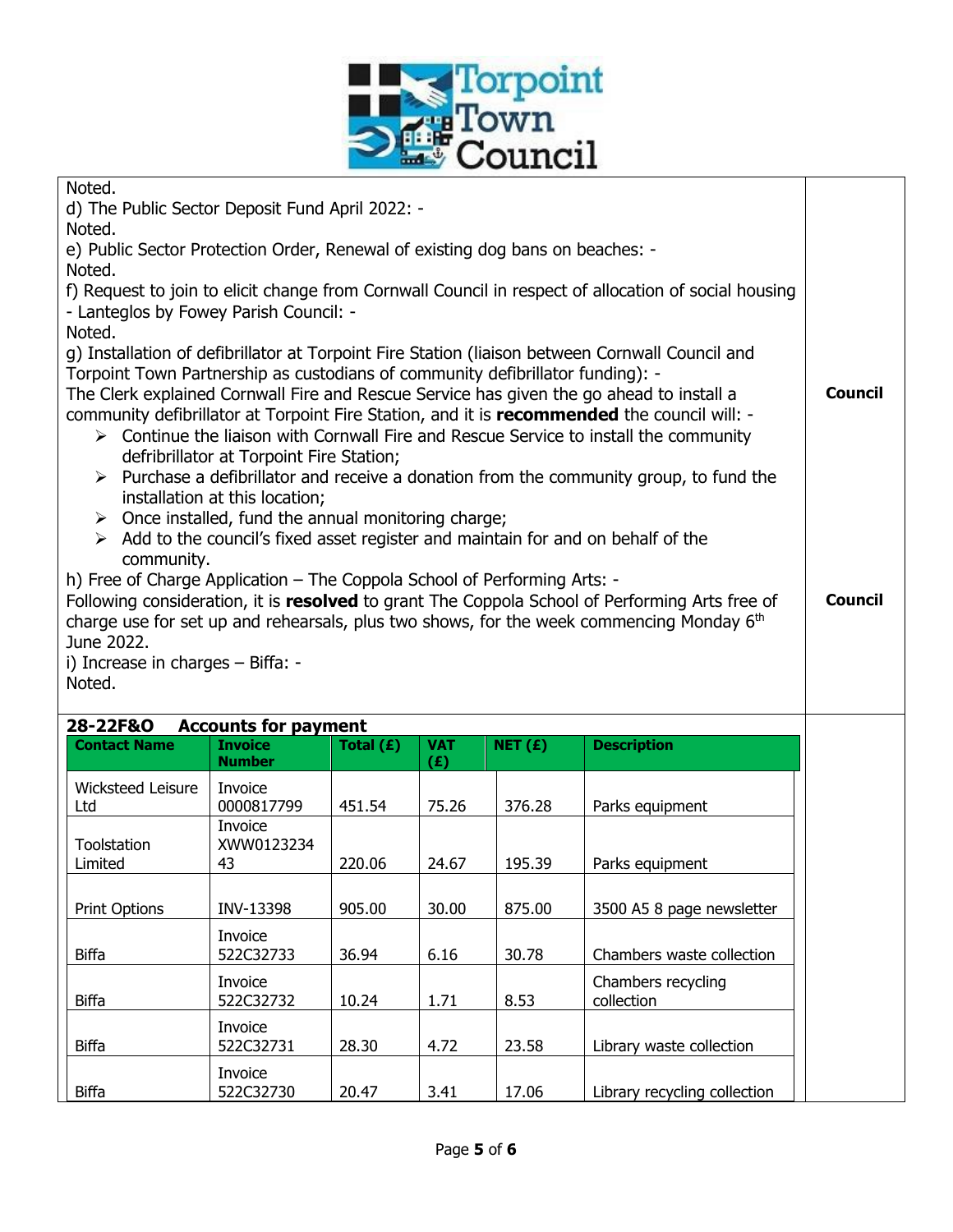| | |
|---|---|
| Noted.<br>d) The Public Sector Deposit Fund April 2022: -<br>Noted.<br>e) Public Sector Protection Order, Renewal of existing dog bans on beaches: -<br>Noted.<br>f) Request to join to elicit change from Cornwall Council in respect of allocation of social housing - Lanteglos by Fowey Parish Council: -<br>Noted.<br>g) Installation of defibrillator at Torpoint Fire Station (liaison between Cornwall Council and Torpoint Town Partnership as custodians of community defibrillator funding): -<br>The Clerk explained Cornwall Fire and Rescue Service has given the go ahead to install a community defibrillator at Torpoint Fire Station, and it is **recommended** the council will: -<br>➢ Continue the liaison with Cornwall Fire and Rescue Service to install the community defribrillator at Torpoint Fire Station;<br>➢ Purchase a defibrillator and receive a donation from the community group, to fund the installation at this location;<br>➢ Once installed, fund the annual monitoring charge;<br>➢ Add to the council's fixed asset register and maintain for and on behalf of the community. | **Council** |
| h) Free of Charge Application – The Coppola School of Performing Arts: -<br>Following consideration, it is **resolved** to grant The Coppola School of Performing Arts free of charge use for set up and rehearsals, plus two shows, for the week commencing Monday 6th June 2022.<br>i) Increase in charges – Biffa: -<br>Noted. | **Council** |

## 28-22F&O Accounts for payment

| Contact Name | Invoice Number | Total (£) | VAT (£) | NET (£) | Description |
|---|---|---|---|---|---|
| Wicksteed Leisure Ltd | Invoice 0000817799 | 451.54 | 75.26 | 376.28 | Parks equipment |
| Toolstation Limited | Invoice XWW012323443 | 220.06 | 24.67 | 195.39 | Parks equipment |
| Print Options | INV-13398 | 905.00 | 30.00 | 875.00 | 3500 A5 8 page newsletter |
| Biffa | Invoice 522C32733 | 36.94 | 6.16 | 30.78 | Chambers waste collection |
| Biffa | Invoice 522C32732 | 10.24 | 1.71 | 8.53 | Chambers recycling collection |
| Biffa | Invoice 522C32731 | 28.30 | 4.72 | 23.58 | Library waste collection |
| Biffa | Invoice 522C32730 | 20.47 | 3.41 | 17.06 | Library recycling collection |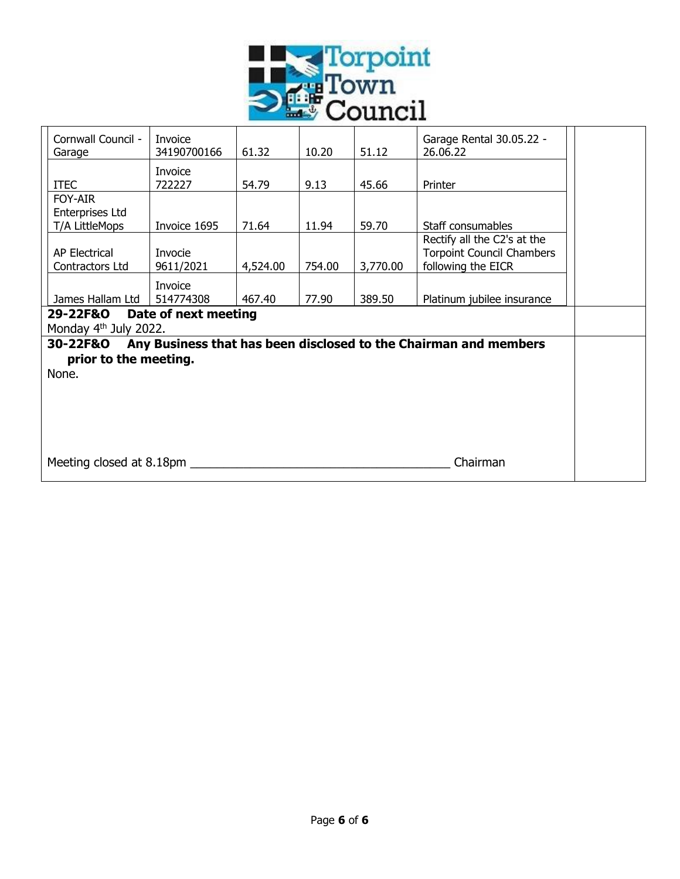| | | | | | |
|---|---|---|---|---|---|
| Cornwall Council - Garage | Invoice 34190700166 | 61.32 | 10.20 | 51.12 | Garage Rental 30.05.22 - 26.06.22 |
| ITEC | Invoice 722227 | 54.79 | 9.13 | 45.66 | Printer |
| FOY-AIR Enterprises Ltd T/A LittleMops | Invoice 1695 | 71.64 | 11.94 | 59.70 | Staff consumables |
| AP Electrical Contractors Ltd | Invocie 9611/2021 | 4,524.00 | 754.00 | 3,770.00 | Rectify all the C2's at the Torpoint Council Chambers following the EICR |
| James Hallam Ltd | Invoice 514774308 | 467.40 | 77.90 | 389.50 | Platinum jubilee insurance |

**29-22F&O Date of next meeting**

Monday 4th July 2022.

**30-22F&O Any Business that has been disclosed to the Chairman and members prior to the meeting.**

None.

Meeting closed at 8.18pm ________________________________________ Chairman